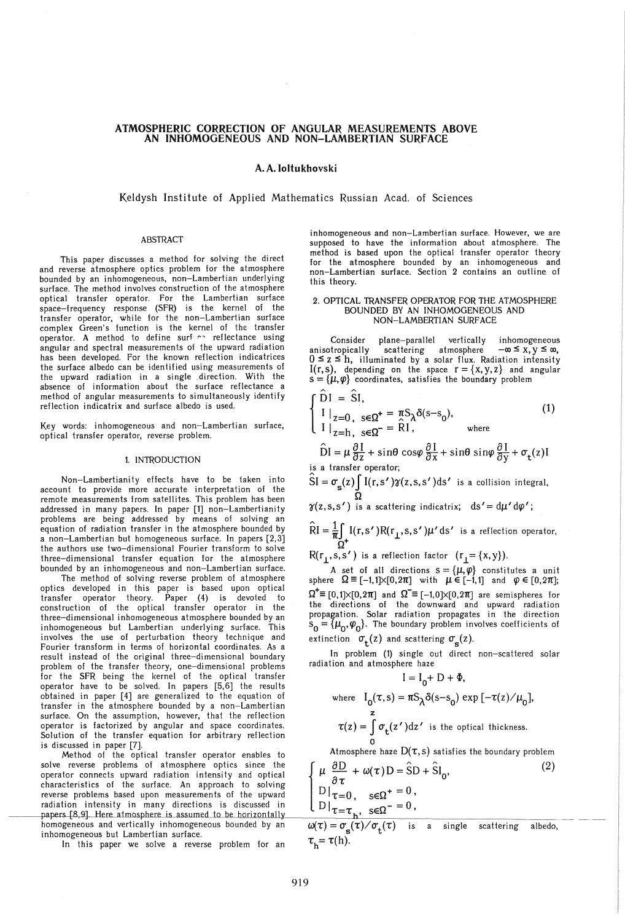# ATMOSPHERIC CORRECTION OF ANGULAR MEASUREMENTS ABOVE AN INHOMOGENEOUS AND NON-LAMBERTIAN SURFACE

**A. A. Ioltukhovski**

Keldysh Institute of Applied Mathematics Russian Acad. of Sciences

## ABSTRACT

This paper discusses a method for solving the direct and reverse atmosphere optics problem for the atmosphere bounded by an inhomogeneous, non-Lambertian underlying surface. The method involves construction of the atmosphere optical transfer operator. For the Lambertian surface space-frequency response (SFR) is the kernel of the transfer operator, while for the non-Lambertian surface complex Green's function is the kernel of the transfer operator. A method to define surf~~ reflectance using angular and spectral measurements of the upward radiation has been developed. For the known reflection indicatrices the surface albedo can be identified using measurements of the upward radiation in a single direction. With the absence of information about the surface reflectance a method of angular measurements to simultaneously identify reflection indicatrix and surface albedo is used.

Key words: inhomogeneous and non-Lambertian surface, optical transfer operator, reverse problem.

## 1. INTRODUCTION

Non-Lambertianity effects have to be taken into account to provide more accurate interpretation of the remote measurements from satellites. This problem has been addressed in many papers. In paper [1] non-Lambertianity problems are being addressed by means of solving an equation of radiation transfer in the atmosphere bounded by a non-Lambertian but homogeneous surface. In papers [2,3] the authors use two-dimensional Fourier transform to solve three-dimensional transfer equation for the atmosphere bounded by an inhomogeneous and non-Lambertian surface.

The method of solving reverse problem of atmosphere optics developed in this paper is based upon optical transfer operator theory. Paper (4) is devoted to construction of the optical transfer operator in the three-dimensional inhomogeneous atmosphere bounded by an inhomogeneous but Lambertian underlying surface. This involves the use of perturbation theory technique and Fourier transform in terms of horizontal coordinates. As a result instead of the original three-dimensional boundary problem of the transfer theory, one-dimensional problems for the SFR being the kernel of the optical transfer operator have to be solved. In papers [5,6] the results obtained in paper [4] are generalized to the equation of transfer in the atmosphere bounded by a non-Lambertian surface. On the assumption, however, that the reflection operator is factorized by angular and space coordinates. Solution of the transfer equation for arbitrary reflection is discussed in paper [7].

Method of the optical transfer operator enables to solve reverse problems of atmosphere optics since the operator connects upward radiation intensity and optical characteristics of the surface. An approach to solving reverse problems based upon measurements of the upward radiation intensity in many directions is discussed in papers [8,9]. Here atmosphere is assumed to be horizontally homogeneous and vertically inhomogeneous bounded by an inhomogeneous but Lambertian surface.

In this paper we solve a reverse problem for an inhomogeneous and non-Lambertian surface. However, we are supposed to have the information about atmosphere. The method is based upon the optical transfer operator theory for the atmosphere bounded by an inhomogeneous and non-Lambertian surface. Section 2 contains an outline of this theory.

## 2. OPTICAL TRANSFER OPERATOR FOR THE ATMOSPHERE BOUNDED BY AN INHOMOGENEOUS AND NON-LAMBERTIAN SURFACE

Consider plane-parallel vertically inhomogeneous anisotropically scattering atmosphere $-\infty \le x, y \le \infty$, $0 \le z \le h$, illuminated by a solar flux. Radiation intensity $I(r,s)$, depending on the space $r = \{x,y,z\}$ and angular $s = \{\mu, \varphi\}$ coordinates, satisfies the boundary problem

$$\begin{cases} \hat{D}I = \hat{S}I, \\ I\,|_{z=0},\ s \in \Omega^{+} = \pi S_{\lambda}\delta(s-s_0), \\ I\,|_{z=h},\ s \in \Omega^{-} = \hat{R}I, \end{cases} \tag{1}$$

where

$$\hat{D}I = \mu \frac{\partial I}{\partial z} + \sin\theta \cos\varphi \frac{\partial I}{\partial x} + \sin\theta \sin\varphi \frac{\partial I}{\partial y} + \sigma_t(z) I$$

is a transfer operator;

$\hat{S}I = \sigma_s(z) \int_{\Omega} I(r,s')\gamma(z,s,s')ds'$ is a collision integral,

$\gamma(z,s,s')$ is a scattering indicatrix; $ds' = d\mu' d\varphi'$;

$\hat{R}I = \frac{1}{\pi}\int_{\Omega^{+}} I(r,s')R(r_{\perp},s,s')\mu' ds'$ is a reflection operator,

$R(r_{\perp},s,s')$ is a reflection factor ($r_{\perp} = \{x,y\}$).

A set of all directions $s = \{\mu, \varphi\}$ constitutes a unit sphere $\Omega \equiv [-1,1] \times [0,2\pi]$ with $\mu \in [-1,1]$ and $\varphi \in [0,2\pi]$; $\Omega^{+} \equiv [0,1] \times [0,2\pi]$ and $\Omega^{-} \equiv [-1,0] \times [0,2\pi]$ are semispheres for the directions of the downward and upward radiation propagation. Solar radiation propagates in the direction $s_0 = \{\mu_0, \varphi_0\}$. The boundary problem involves coefficients of extinction $\sigma_t(z)$ and scattering $\sigma_s(z)$.

In problem (1) single out direct non-scattered solar radiation and atmosphere haze

$$I = I_0 + D + \Phi,$$

where $I_0(\tau,s) = \pi S_{\lambda}\delta(s-s_0)\exp[-\tau(z)/\mu_0]$,

$\tau(z) = \int_0^z \sigma_t(z')dz'$ is the optical thickness.

Atmosphere haze $D(\tau,s)$ satisfies the boundary problem

$$\begin{cases} \mu \dfrac{\partial D}{\partial \tau} + \omega(\tau)D = \hat{S}D + \hat{S}I_0, \\ D\,|_{\tau=0},\ s \in \Omega^{+} = 0, \\ D\,|_{\tau=\tau_h},\ s \in \Omega^{-} = 0, \end{cases} \tag{2}$$

$\omega(\tau) = \sigma_s(\tau)/\sigma_t(\tau)$ is a single scattering albedo, $\tau_h = \tau(h)$.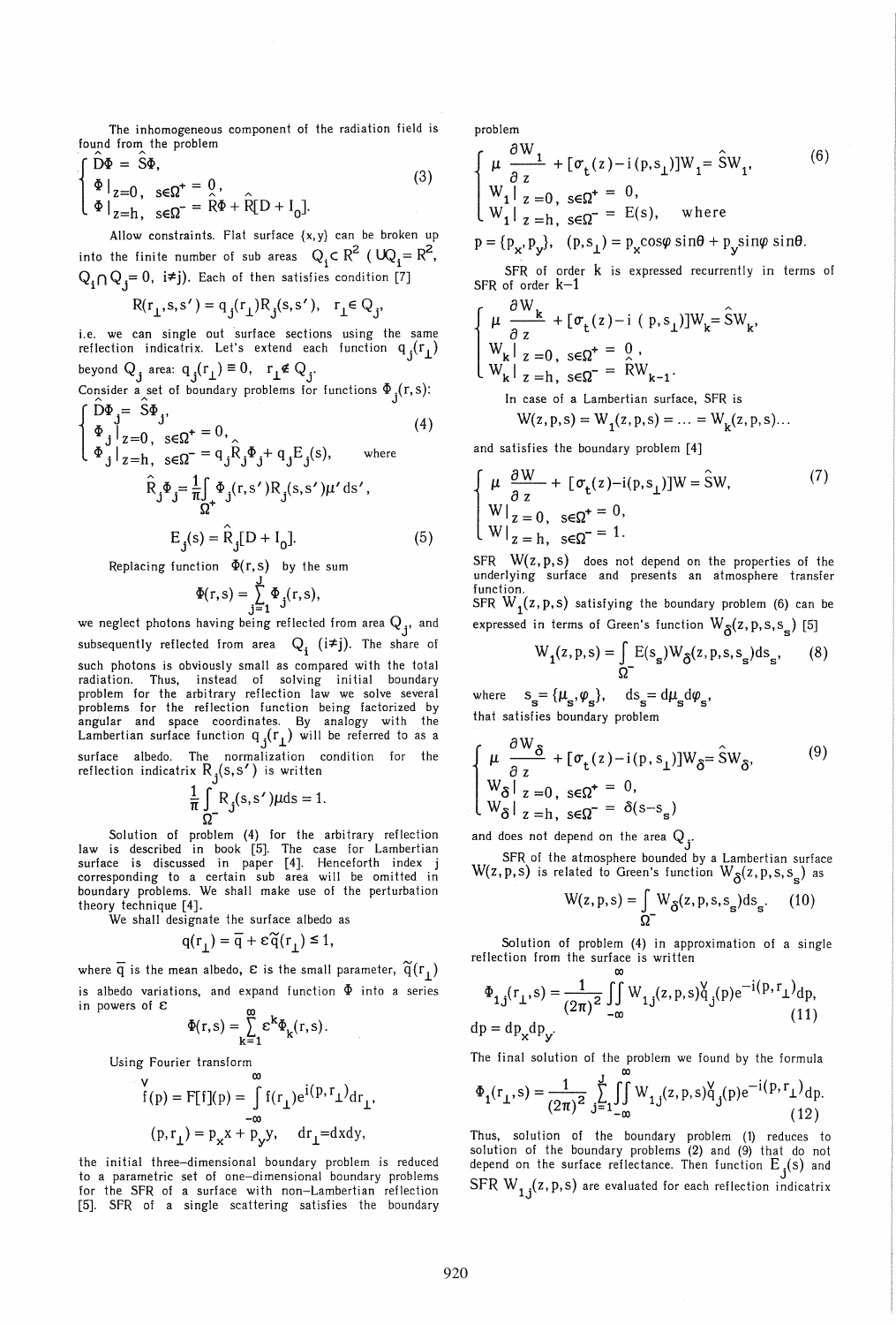The inhomogeneous component of the radiation field is found from the problem

$$\begin{cases} \hat{D}\Phi = \hat{S}\Phi, \\ \Phi|_{z=0}, \; s\in\Omega^{+} = 0, \\ \Phi|_{z=h}, \; s\in\Omega^{-} = \hat{R}\Phi + \hat{R}[D + I_0]. \end{cases} \tag{3}$$

Allow constraints. Flat surface $\{x,y\}$ can be broken up into the finite number of sub areas $Q_i \subset R^2$ ($\cup Q_i = R^2$, $Q_i \cap Q_j = 0$, $i \neq j$). Each of then satisfies condition [7]

$$R(r_\perp, s, s') = q_j(r_\perp) R_j(s, s'), \quad r_\perp \in Q_j,$$

i.e. we can single out surface sections using the same reflection indicatrix. Let's extend each function $q_j(r_\perp)$ beyond $Q_j$ area: $q_j(r_\perp) \equiv 0$, $r_\perp \notin Q_j$.

Consider a set of boundary problems for functions $\Phi_j(r,s)$:

$$\begin{cases} \hat{D}\Phi_j = \hat{S}\Phi_j, \\ \Phi_j|_{z=0}, \; s\in\Omega^{+} = 0, \\ \Phi_j|_{z=h}, \; s\in\Omega^{-} = q_j \hat{R}_j \Phi_j + q_j E_j(s), \end{cases} \tag{4}$$

where

$$\hat{R}_j \Phi_j = \frac{1}{\pi} \int_{\Omega^{+}} \Phi_j(r, s') R_j(s, s') \mu' ds',$$

$$E_j(s) = \hat{R}_j [D + I_0]. \tag{5}$$

Replacing function $\Phi(r,s)$ by the sum

$$\Phi(r,s) = \sum_{j=1}^{J} \Phi_j(r,s),$$

we neglect photons having being reflected from area $Q_j$, and subsequently reflected from area $Q_i$ ($i \neq j$). The share of such photons is obviously small as compared with the total radiation. Thus, instead of solving initial boundary problem for the arbitrary reflection law we solve several problems for the reflection function being factorized by angular and space coordinates. By analogy with the Lambertian surface function $q_j(r_\perp)$ will be referred to as a surface albedo. The normalization condition for the reflection indicatrix $R_j(s,s')$ is written

$$\frac{1}{\pi} \int_{\Omega^{-}} R_j(s, s') \mu ds = 1.$$

Solution of problem (4) for the arbitrary reflection law is described in book [5]. The case for Lambertian surface is discussed in paper [4]. Henceforth index j corresponding to a certain sub area will be omitted in boundary problems. We shall make use of the perturbation theory technique [4].

We shall designate the surface albedo as

$$q(r_\perp) = \bar{q} + \varepsilon \tilde{q}(r_\perp) \leq 1,$$

where $\bar{q}$ is the mean albedo, $\varepsilon$ is the small parameter, $\tilde{q}(r_\perp)$ is albedo variations, and expand function $\Phi$ into a series in powers of $\varepsilon$

$$\Phi(r,s) = \sum_{k=1}^{\infty} \varepsilon^k \Phi_k(r,s).$$

Using Fourier transform

$$\check{f}(p) = F[f](p) = \int_{-\infty}^{\infty} f(r_\perp) e^{i(p, r_\perp)} dr_\perp,$$

$$(p, r_\perp) = p_x x + p_y y, \quad dr_\perp = dxdy,$$

the initial three-dimensional boundary problem is reduced to a parametric set of one-dimensional boundary problems for the SFR of a surface with non-Lambertian reflection [5]. SFR of a single scattering satisfies the boundary problem

$$\begin{cases} \mu \dfrac{\partial W_1}{\partial z} + [\sigma_t(z) - i(p, s_\perp)] W_1 = \hat{S} W_1, \\ W_1|_{z=0}, \; s\in\Omega^{+} = 0, \\ W_1|_{z=h}, \; s\in\Omega^{-} = E(s), \quad \text{where} \end{cases} \tag{6}$$

$p = \{p_x, p_y\}$, $(p, s_\perp) = p_x \cos\varphi \sin\theta + p_y \sin\varphi \sin\theta$.

SFR of order k is expressed recurrently in terms of SFR of order k–1

$$\begin{cases} \mu \dfrac{\partial W_k}{\partial z} + [\sigma_t(z) - i(p, s_\perp)] W_k = \hat{S} W_k, \\ W_k|_{z=0}, \; s\in\Omega^{+} = 0, \\ W_k|_{z=h}, \; s\in\Omega^{-} = \hat{R} W_{k-1}. \end{cases}$$

In case of a Lambertian surface, SFR is

$$W(z,p,s) = W_1(z,p,s) = \ldots = W_k(z,p,s)\ldots$$

and satisfies the boundary problem [4]

$$\begin{cases} \mu \dfrac{\partial W}{\partial z} + [\sigma_t(z) - i(p, s_\perp)] W = \hat{S} W, \\ W|_{z=0}, \; s\in\Omega^{+} = 0, \\ W|_{z=h}, \; s\in\Omega^{-} = 1. \end{cases} \tag{7}$$

SFR $W(z,p,s)$ does not depend on the properties of the underlying surface and presents an atmosphere transfer function.

SFR $W_1(z,p,s)$ satisfying the boundary problem (6) can be expressed in terms of Green's function $W_\delta(z,p,s,s_s)$ [5]

$$W_1(z,p,s) = \int_{\Omega^{-}} E(s_s) W_\delta(z,p,s,s_s) ds_s, \tag{8}$$

where $s_s = \{\mu_s, \varphi_s\}$, $ds_s = d\mu_s d\varphi_s$, that satisfies boundary problem

$$\begin{cases} \mu \dfrac{\partial W_\delta}{\partial z} + [\sigma_t(z) - i(p, s_\perp)] W_\delta = \hat{S} W_\delta, \\ W_\delta|_{z=0}, \; s\in\Omega^{+} = 0, \\ W_\delta|_{z=h}, \; s\in\Omega^{-} = \delta(s - s_s) \end{cases} \tag{9}$$

and does not depend on the area $Q_j$.

SFR of the atmosphere bounded by a Lambertian surface $W(z,p,s)$ is related to Green's function $W_\delta(z,p,s,s_s)$ as

$$W(z,p,s) = \int_{\Omega^{-}} W_\delta(z,p,s,s_s) ds_s. \tag{10}$$

Solution of problem (4) in approximation of a single reflection from the surface is written

$$\Phi_{1j}(r_\perp, s) = \frac{1}{(2\pi)^2} \iint_{-\infty}^{\infty} W_{1j}(z,p,s) \check{q}_j(p) e^{-i(p, r_\perp)} dp, \tag{11}$$

$dp = dp_x dp_y$.

The final solution of the problem we found by the formula

$$\Phi_1(r_\perp, s) = \frac{1}{(2\pi)^2} \sum_{j=1}^{J} \iint_{-\infty}^{\infty} W_{1j}(z,p,s) \check{q}_j(p) e^{-i(p, r_\perp)} dp. \tag{12}$$

Thus, solution of the boundary problem (1) reduces to solution of the boundary problems (2) and (9) that do not depend on the surface reflectance. Then function $E_j(s)$ and SFR $W_{1j}(z,p,s)$ are evaluated for each reflection indicatrix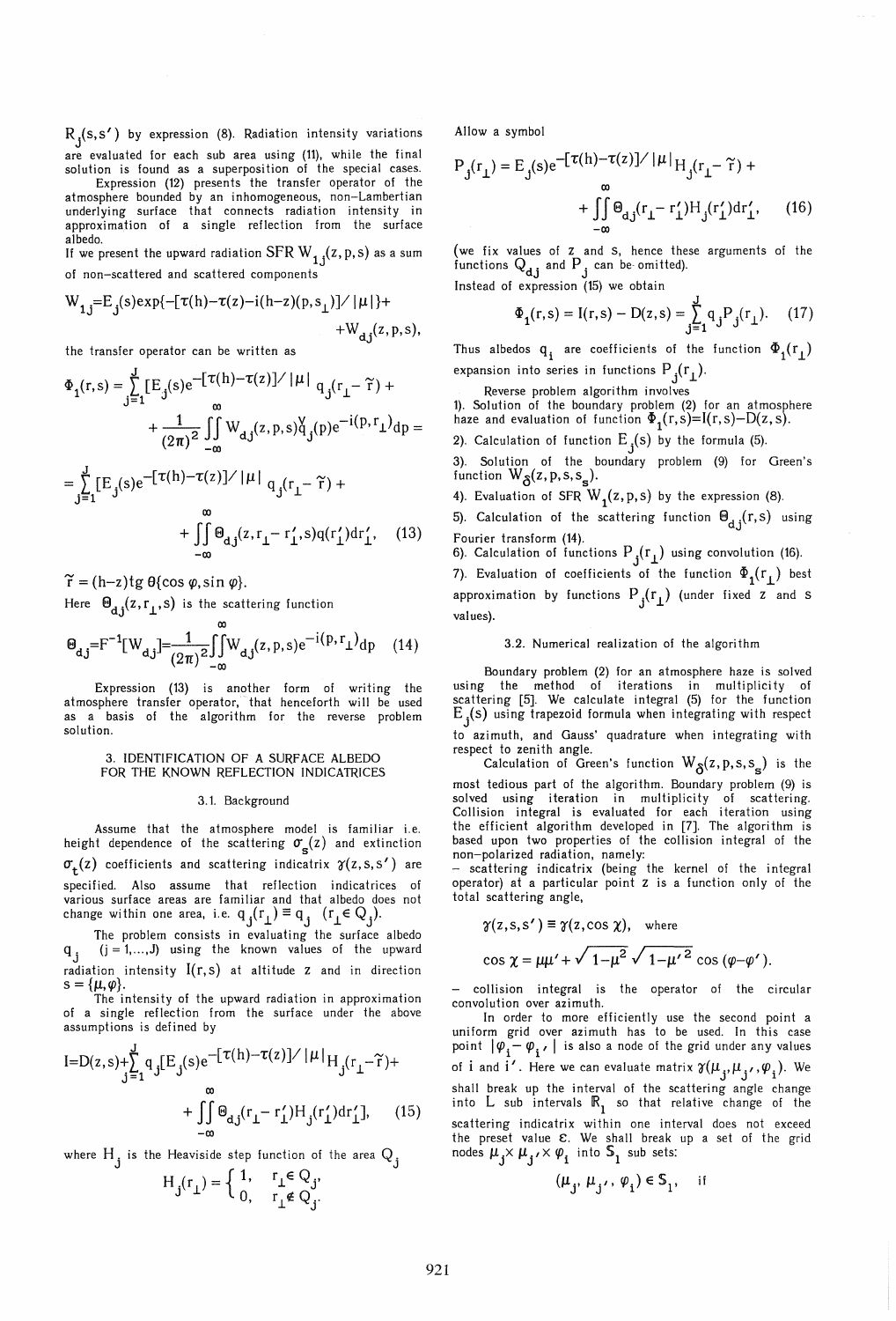$R_j(s,s')$ by expression (8). Radiation intensity variations are evaluated for each sub area using (11), while the final solution is found as a superposition of the special cases.

Expression (12) presents the transfer operator of the atmosphere bounded by an inhomogeneous, non-Lambertian underlying surface that connects radiation intensity in approximation of a single reflection from the surface albedo.

If we present the upward radiation SFR $W_{1j}(z,p,s)$ as a sum of non-scattered and scattered components

$$W_{1j}=E_j(s)\exp\{-[\tau(h)-\tau(z)-i(h-z)(p,s_\perp)]/|\mu|\}+ +W_{dj}(z,p,s),$$

the transfer operator can be written as

$$\Phi_1(r,s)=\sum_{j=1}^{J}[E_j(s)e^{-[\tau(h)-\tau(z)]/|\mu|}\,q_j(r_\perp-\tilde{r})+ +\frac{1}{(2\pi)^2}\iint_{-\infty}^{\infty}W_{dj}(z,p,s)\overset{\vee}{q}_j(p)e^{-i(p,r_\perp)}dp=$$

$$=\sum_{j=1}^{J}[E_j(s)e^{-[\tau(h)-\tau(z)]/|\mu|}\,q_j(r_\perp-\tilde{r})+ +\iint_{-\infty}^{\infty}\Theta_{dj}(z,r_\perp-r'_\perp,s)q(r'_\perp)dr'_\perp, \quad (13)$$

$\tilde{r}=(h-z)\mathrm{tg}\,\theta\{\cos\varphi,\sin\varphi\}.$

Here $\Theta_{dj}(z,r_\perp,s)$ is the scattering function

$$\Theta_{dj}=F^{-1}[W_{dj}]=\frac{1}{(2\pi)^2}\iint_{-\infty}^{\infty}W_{dj}(z,p,s)e^{-i(p,r_\perp)}dp \quad (14)$$

Expression (13) is another form of writing the atmosphere transfer operator, that henceforth will be used as a basis of the algorithm for the reverse problem solution.

## 3. IDENTIFICATION OF A SURFACE ALBEDO FOR THE KNOWN REFLECTION INDICATRICES

### 3.1. Background

Assume that the atmosphere model is familiar i.e. height dependence of the scattering $\sigma_s(z)$ and extinction $\sigma_t(z)$ coefficients and scattering indicatrix $\gamma(z,s,s')$ are specified. Also assume that reflection indicatrices of various surface areas are familiar and that albedo does not change within one area, i.e. $q_j(r_\perp)\equiv q_j$ $(r_\perp\in Q_j)$.

The problem consists in evaluating the surface albedo $q_j$ $(j=1,\ldots,J)$ using the known values of the upward radiation intensity $I(r,s)$ at altitude $z$ and in direction $s=\{\mu,\varphi\}$.

The intensity of the upward radiation in approximation of a single reflection from the surface under the above assumptions is defined by

$$I=D(z,s)+\sum_{j=1}^{J}q_j[E_j(s)e^{-[\tau(h)-\tau(z)]/|\mu|}H_j(r_\perp-\tilde{r})+ +\iint_{-\infty}^{\infty}\Theta_{dj}(r_\perp-r'_\perp)H_j(r'_\perp)dr'_\perp], \quad (15)$$

where $H_j$ is the Heaviside step function of the area $Q_j$

$$H_j(r_\perp)=\begin{cases}1, & r_\perp\in Q_j,\\ 0, & r_\perp\notin Q_j.\end{cases}$$

Allow a symbol

$$P_j(r_\perp)=E_j(s)e^{-[\tau(h)-\tau(z)]/|\mu|}H_j(r_\perp-\tilde{r})+ +\iint_{-\infty}^{\infty}\Theta_{dj}(r_\perp-r'_\perp)H_j(r'_\perp)dr'_\perp, \quad (16)$$

(we fix values of $z$ and $s$, hence these arguments of the functions $Q_{dj}$ and $P_j$ can be omitted).

Instead of expression (15) we obtain

$$\Phi_1(r,s)=I(r,s)-D(z,s)=\sum_{j=1}^{J}q_jP_j(r_\perp). \quad (17)$$

Thus albedos $q_i$ are coefficients of the function $\Phi_1(r_\perp)$ expansion into series in functions $P_j(r_\perp)$.

Reverse problem algorithm involves

1). Solution of the boundary problem (2) for an atmosphere haze and evaluation of function $\Phi_1(r,s)=I(r,s)-D(z,s)$.
2). Calculation of function $E_j(s)$ by the formula (5).
3). Solution of the boundary problem (9) for Green's function $W_\delta(z,p,s,s_s)$.
4). Evaluation of SFR $W_1(z,p,s)$ by the expression (8).
5). Calculation of the scattering function $\Theta_{dj}(r,s)$ using Fourier transform (14).
6). Calculation of functions $P_j(r_\perp)$ using convolution (16).
7). Evaluation of coefficients of the function $\Phi_1(r_\perp)$ best approximation by functions $P_j(r_\perp)$ (under fixed $z$ and $s$ values).

### 3.2. Numerical realization of the algorithm

Boundary problem (2) for an atmosphere haze is solved using the method of iterations in multiplicity of scattering [5]. We calculate integral (5) for the function $E_j(s)$ using trapezoid formula when integrating with respect to azimuth, and Gauss' quadrature when integrating with respect to zenith angle.

Calculation of Green's function $W_\delta(z,p,s,s_s)$ is the most tedious part of the algorithm. Boundary problem (9) is solved using iteration in multiplicity of scattering. Collision integral is evaluated for each iteration using the efficient algorithm developed in [7]. The algorithm is based upon two properties of the collision integral of the non-polarized radiation, namely:

– scattering indicatrix (being the kernel of the integral operator) at a particular point $z$ is a function only of the total scattering angle,

$$\gamma(z,s,s')\equiv\gamma(z,\cos\chi),\quad\text{where}$$

$$\cos\chi=\mu\mu'+\sqrt{1-\mu^2}\sqrt{1-\mu'^2}\cos(\varphi-\varphi').$$

– collision integral is the operator of the circular convolution over azimuth.

In order to more efficiently use the second point a uniform grid over azimuth has to be used. In this case point $|\varphi_i-\varphi_{i'}|$ is also a node of the grid under any values of $i$ and $i'$. Here we can evaluate matrix $\gamma(\mu_j,\mu_{j'},\varphi_i)$. We shall break up the interval of the scattering angle change into $L$ sub intervals $\mathbb{R}_l$ so that relative change of the scattering indicatrix within one interval does not exceed the preset value $\varepsilon$. We shall break up a set of the grid nodes $\mu_j\times\mu_{j'}\times\varphi_i$ into $\mathbb{S}_l$ sub sets:

$$(\mu_j,\mu_{j'},\varphi_i)\in\mathbb{S}_l,\quad\text{if}$$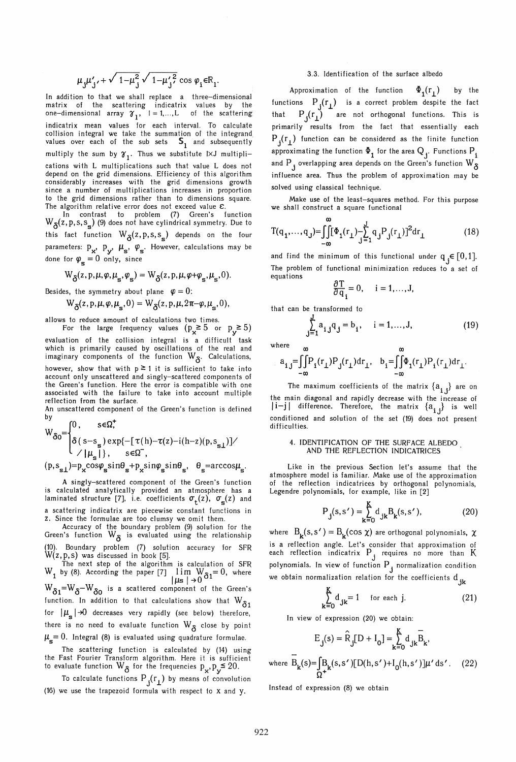$$\mu_j \mu'_{j'} + \sqrt{1-\mu_j^2}\sqrt{1-\mu'^2_{j'}}\cos\varphi_i \in \mathbb{R}_1.$$

In addition to that we shall replace a three-dimensional matrix of the scattering indicatrix values by the one-dimensional array $\gamma_l$, $l = 1,\ldots,L$ of the scattering indicatrix mean values for each interval. To calculate collision integral we take the summation of the integrand values over each of the sub sets $S_l$ and subsequently multiply the sum by $\gamma_l$. Thus we substitute I×J multiplications with L multiplications such that value L does not depend on the grid dimensions. Efficiency of this algorithm considerably increases with the grid dimensions growth since a number of multiplications increases in proportion to the grid dimensions rather than to dimensions square. The algorithm relative error does not exceed value ε.

In contrast to problem (7) Green's function $W_\delta(z, p, s, s_s)$ (9) does not have cylindrical symmetry. Due to this fact function $W_\delta(z, p, s, s_s)$ depends on the four parameters: $p_x$, $p_y$, $\mu_s$, $\varphi_s$. However, calculations may be done for $\varphi_s = 0$ only, since

$$W_\delta(z, p, \mu, \varphi, \mu_s, \varphi_s) = W_\delta(z, p, \mu, \varphi+\varphi_s, \mu_s, 0).$$

Besides, the symmetry about plane $\varphi = 0$:

$$W_\delta(z, p, \mu, \varphi, \mu_s, 0) = W_\delta(z, p, \mu, 2\pi-\varphi, \mu_s, 0),$$

allows to reduce amount of calculations two times.

For the large frequency values ($p_x \geq 5$ or $p_y \geq 5$) evaluation of the collision integral is a difficult task which is primarily caused by oscillations of the real and imaginary components of the function $W_\delta$. Calculations, however, show that with $p \geq 1$ it is sufficient to take into account only unscattered and singly-scattered components of the Green's function. Here the error is compatible with one associated with the failure to take into account multiple reflection from the surface.

An unscattered component of the Green's function is defined by

$$W_{\delta 0} = \begin{cases} 0, & s \in \Omega^+_, \\ \delta(s-s_s)\exp\{-[\tau(h)-\tau(z)-i(h-z)(p, s_{s\perp})]/ \\ \quad /|\mu_s|\}, & s \in \Omega^-, \end{cases}$$

$$(p, s_{s\perp}) = p_x \cos\varphi_s \sin\theta_s + p_x \sin\varphi_s \sin\theta_s, \quad \theta_s = \arccos\mu_s.$$

A singly-scattered component of the Green's function is calculated analytically provided an atmosphere has a laminated structure [7], i.e. coefficients $\sigma_t(z)$, $\sigma_s(z)$ and a scattering indicatrix are piecewise constant functions in z. Since the formulae are too clumsy we omit them.

Accuracy of the boundary problem (9) solution for the Green's function $W_\delta$ is evaluated using the relationship (10). Boundary problem (7) solution accuracy for SFR $W(z, p, s)$ was discussed in book [5].

The next step of the algorithm is calculation of SFR $W_1$ by (8). According the paper [7] $\lim\limits_{|\mu_s| \to 0} W_{\delta 1} = 0$, where $W_{\delta 1} = W_\delta - W_{\delta 0}$ is a scattered component of the Green's function. In addition to that calculations show that $W_{\delta 1}$ for $|\mu_s| \to 0$ decreases very rapidly (see below) therefore, there is no need to evaluate function $W_\delta$ close by point $\mu_s = 0$. Integral (8) is evaluated using quadrature formulae.

The scattering function is calculated by (14) using the Fast Fourier Transform algorithm. Here it is sufficient to evaluate function $W_\delta$ for the frequencies $p_x, p_y \leq 20$.

To calculate functions $P_j(r_\perp)$ by means of convolution (16) we use the trapezoid formula with respect to x and y.

### 3.3. Identification of the surface albedo

Approximation of the function $\Phi_1(r_\perp)$ by the functions $P_j(r_\perp)$ is a correct problem despite the fact that $P_j(r_\perp)$ are not orthogonal functions. This is primarily results from the fact that essentially each $P_j(r_\perp)$ function can be considered as the finite function approximating the function $\Phi_1$ for the area $Q_j$. Functions $P_i$ and $P_j$ overlapping area depends on the Green's function $W_\delta$ influence area. Thus the problem of approximation may be solved using classical technique.

Make use of the least-squares method. For this purpose we shall construct a square functional

$$T(q_1, \ldots, q_J) = \iint\limits_{-\infty}^{\infty} [\Phi_1(r_\perp) - \sum_{j=1}^{J} q_j P_j(r_\perp)]^2 dr_\perp \tag{18}$$

and find the minimum of this functional under $q_j \in [0,1]$. The problem of functional minimization reduces to a set of equations

$$\frac{\partial T}{\partial q_i} = 0, \quad i = 1, \ldots, J,$$

that can be transformed to

$$\sum_{j=1}^{J} a_{ij} q_j = b_i, \quad i = 1, \ldots, J, \tag{19}$$

where

$$a_{ij} = \iint\limits_{-\infty}^{\infty} P_i(r_\perp) P_j(r_\perp) dr_\perp, \quad b_i = \iint\limits_{-\infty}^{\infty} \Phi_1(r_\perp) P_i(r_\perp) dr_\perp.$$

The maximum coefficients of the matrix $\{a_{ij}\}$ are on the main diagonal and rapidly decrease with the increase of $|i-j|$ difference. Therefore, the matrix $\{a_{ij}\}$ is well conditioned and solution of the set (19) does not present difficulties.

## 4. IDENTIFICATION OF THE SURFACE ALBEDO AND THE REFLECTION INDICATRICES

Like in the previous Section let's assume that the atmosphere model is familiar. Make use of the approximation of the reflection indicatrices by orthogonal polynomials, Legendre polynomials, for example, like in [2]

$$P_j(s, s') = \sum_{k=0}^{K} d_{jk} B_k(s, s'), \tag{20}$$

where $B_k(s, s') = B_k(\cos\chi)$ are orthogonal polynomials, $\chi$ is a reflection angle. Let's consider that approximation of each reflection indicatrix $P_j$ requires no more than K polynomials. In view of function $P_j$ normalization condition we obtain normalization relation for the coefficients $d_{jk}$

$$\sum_{k=0}^{K} d_{jk} = 1 \quad \text{for each j.} \tag{21}$$

In view of expression (20) we obtain:

$$E_j(s) = \hat{R}_j[D + I_0] = \sum_{k=0}^{K} d_{jk} \bar{B}_k,$$

$$\text{where } \bar{B}_k(s) = \int\limits_{\Omega^+} B_k(s, s')[D(h, s') + I_0(h, s')]\mu' ds'. \tag{22}$$

Instead of expression (8) we obtain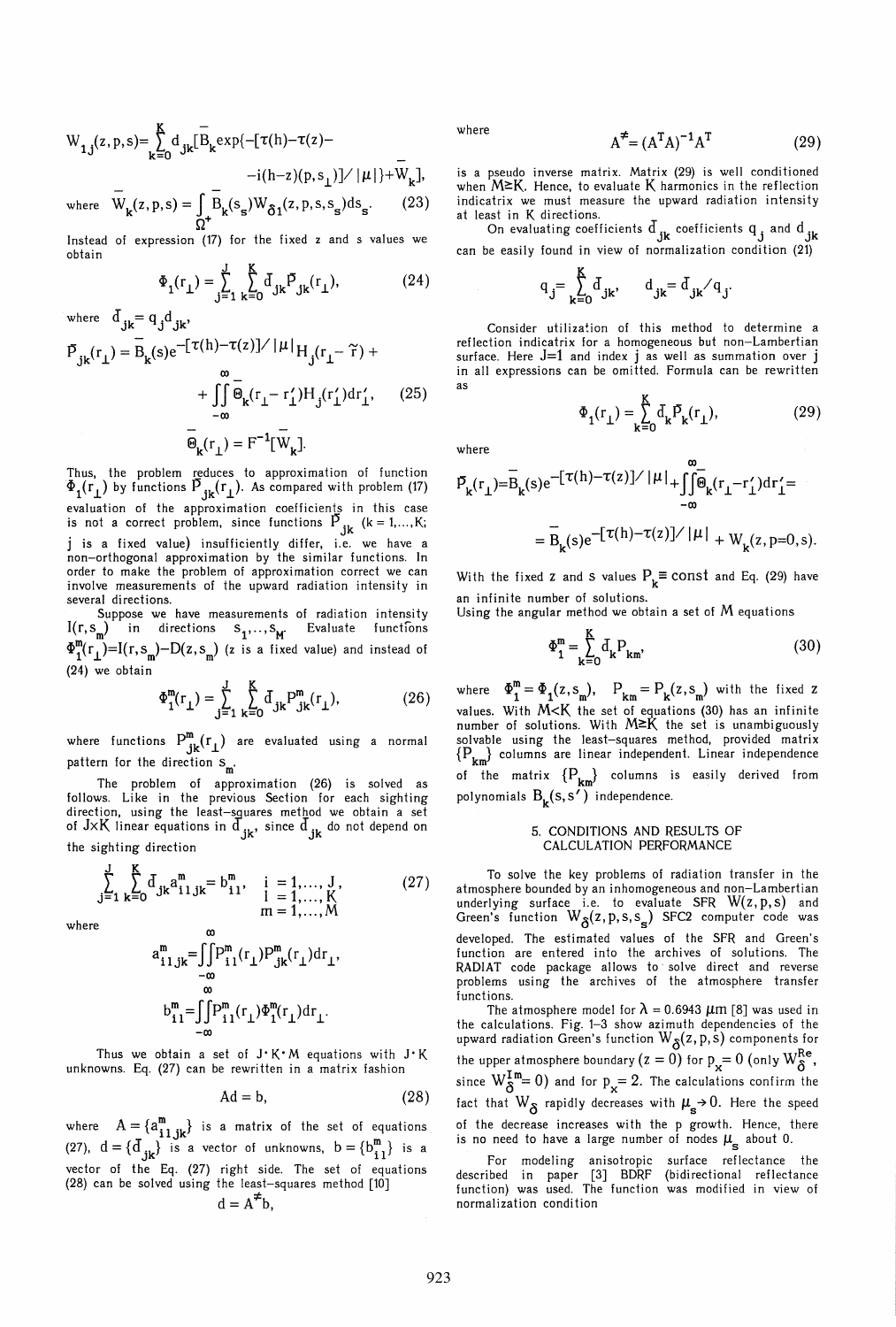$$W_{1j}(z,p,s)=\sum_{k=0}^{K} d_{jk}[\bar{B}_k \exp\{-[\tau(h)-\tau(z)-$$

$$-i(h-z)(p,s_\perp)]/|\mu|\}+\bar{W}_k],$$

where $\bar{W}_k(z,p,s) = \int_{\Omega^+} \bar{B}_k(s_s)W_{\delta 1}(z,p,s,s_s)ds_s. \quad (23)$

Instead of expression (17) for the fixed z and s values we obtain

$$\Phi_1(r_\perp) = \sum_{j=1}^{J}\sum_{k=0}^{K} \bar{d}_{jk}\bar{P}_{jk}(r_\perp), \quad (24)$$

where $\bar{d}_{jk} = q_j d_{jk}$,

$$\bar{P}_{jk}(r_\perp) = \bar{B}_k(s)e^{-[\tau(h)-\tau(z)]/|\mu|}H_j(r_\perp-\tilde{r}) +$$

$$+\iint_{-\infty}^{\infty} \bar{\Theta}_k(r_\perp - r'_\perp)H_j(r'_\perp)dr'_\perp, \quad (25)$$

$$\bar{\Theta}_k(r_\perp) = F^{-1}[\bar{W}_k].$$

Thus, the problem reduces to approximation of function $\Phi_1(r_\perp)$ by functions $\bar{P}_{jk}(r_\perp)$. As compared with problem (17) evaluation of the approximation coefficients in this case is not a correct problem, since functions $\bar{P}_{jk}$ ($k = 1,...,K$; j is a fixed value) insufficiently differ, i.e. we have a non-orthogonal approximation by the similar functions. In order to make the problem of approximation correct we can involve measurements of the upward radiation intensity in several directions.

Suppose we have measurements of radiation intensity $I(r,s_m)$ in directions $s_1,..,s_M$. Evaluate functions $\Phi_1^m(r_\perp)=I(r,s_m)-D(z,s_m)$ (z is a fixed value) and instead of (24) we obtain

$$\Phi_1^m(r_\perp) = \sum_{j=1}^{J}\sum_{k=0}^{K} \bar{d}_{jk}P_{jk}^m(r_\perp), \quad (26)$$

where functions $P_{jk}^m(r_\perp)$ are evaluated using a normal pattern for the direction $s_m$.

The problem of approximation (26) is solved as follows. Like in the previous Section for each sighting direction, using the least-squares method we obtain a set of $J \times K$ linear equations in $\bar{d}_{jk}$, since $\bar{d}_{jk}$ do not depend on the sighting direction

$$\sum_{j=1}^{J}\sum_{k=0}^{K} \bar{d}_{jk}a_{i1jk}^m = b_{i1}^m, \quad \begin{matrix} i = 1,...,J, \\ l = 1,...,K \\ m = 1,...,M \end{matrix} \quad (27)$$

where

$$a_{i1jk}^m = \iint_{-\infty}^{\infty} P_{i1}^m(r_\perp)P_{jk}^m(r_\perp)dr_\perp,$$

$$b_{i1}^m = \iint_{-\infty}^{\infty} P_{i1}^m(r_\perp)\Phi_1^m(r_\perp)dr_\perp.$$

Thus we obtain a set of $J \cdot K \cdot M$ equations with $J \cdot K$ unknowns. Eq. (27) can be rewritten in a matrix fashion

$$Ad = b, \quad (28)$$

where $A = \{a_{i1jk}^m\}$ is a matrix of the set of equations (27), $d = \{\bar{d}_{jk}\}$ is a vector of unknowns, $b = \{b_{i1}^m\}$ is a vector of the Eq. (27) right side. The set of equations (28) can be solved using the least-squares method [10]

$$d = A^{\neq}b,$$

where

$$A^{\neq} = (A^T A)^{-1}A^T \quad (29)$$

is a pseudo inverse matrix. Matrix (29) is well conditioned when $M \geq K$. Hence, to evaluate K harmonics in the reflection indicatrix we must measure the upward radiation intensity at least in K directions.

On evaluating coefficients $\bar{d}_{jk}$ coefficients $q_j$ and $d_{jk}$ can be easily found in view of normalization condition (21)

$$q_j = \sum_{k=0}^{K} \bar{d}_{jk}, \quad d_{jk} = \bar{d}_{jk}/q_j.$$

Consider utilization of this method to determine a reflection indicatrix for a homogeneous but non-Lambertian surface. Here $J=1$ and index j as well as summation over j in all expressions can be omitted. Formula can be rewritten as

$$\Phi_1(r_\perp) = \sum_{k=0}^{K} \bar{d}_k\bar{P}_k(r_\perp), \quad (29)$$

where

$$\bar{P}_k(r_\perp) = \bar{B}_k(s)e^{-[\tau(h)-\tau(z)]/|\mu|} + \iint_{-\infty}^{\infty} \bar{\Theta}_k(r_\perp - r'_\perp)dr'_\perp =$$

$$= \bar{B}_k(s)e^{-[\tau(h)-\tau(z)]/|\mu|} + W_k(z,p=0,s).$$

With the fixed z and s values $P_k \equiv \text{const}$ and Eq. (29) have an infinite number of solutions.

Using the angular method we obtain a set of M equations

$$\Phi_1^m = \sum_{k=0}^{K} \bar{d}_k P_{km}, \quad (30)$$

where $\Phi_1^m = \Phi_1(z,s_m)$, $P_{km} = P_k(z,s_m)$ with the fixed z values. With $M<K$ the set of equations (30) has an infinite number of solutions. With $M \geq K$ the set is unambiguously solvable using the least-squares method, provided matrix $\{P_{km}\}$ columns are linear independent. Linear independence of the matrix $\{P_{km}\}$ columns is easily derived from polynomials $B_k(s,s')$ independence.

## 5. CONDITIONS AND RESULTS OF CALCULATION PERFORMANCE

To solve the key problems of radiation transfer in the atmosphere bounded by an inhomogeneous and non-Lambertian underlying surface i.e. to evaluate SFR $W(z,p,s)$ and Green's function $W_\delta(z,p,s,s_s)$ SFC2 computer code was developed. The estimated values of the SFR and Green's function are entered into the archives of solutions. The RADIAT code package allows to solve direct and reverse problems using the archives of the atmosphere transfer functions.

The atmosphere model for $\lambda = 0.6943$ μm [8] was used in the calculations. Fig. 1–3 show azimuth dependencies of the upward radiation Green's function $W_\delta(z,p,s)$ components for the upper atmosphere boundary ($z = 0$) for $p_x = 0$ (only $W_\delta^{Re}$, since $W_\delta^{Im} = 0$) and for $p_x = 2$. The calculations confirm the fact that $W_\delta$ rapidly decreases with $\mu_s \to 0$. Here the speed of the decrease increases with the p growth. Hence, there is no need to have a large number of nodes $\mu_s$ about 0.

For modeling anisotropic surface reflectance the described in paper [3] BDRF (bidirectional reflectance function) was used. The function was modified in view of normalization condition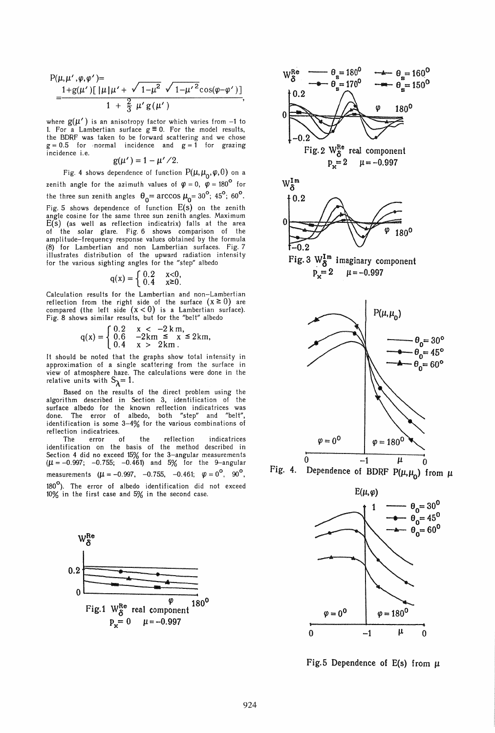$$P(\mu,\mu',\varphi,\varphi') = \frac{1+g(\mu')[\,|\mu|\mu' + \sqrt{1-\mu^2}\,\sqrt{1-\mu'^2}\cos(\varphi-\varphi')\,]}{1+\frac{2}{3}\mu' g(\mu')},$$

where $g(\mu')$ is an anisotropy factor which varies from –1 to 1. For a Lambertian surface $g \equiv 0$. For the model results, the BDRF was taken to be forward scattering and we chose $g = 0.5$ for normal incidence and $g = 1$ for grazing incidence i.e.

$$g(\mu') = 1 - \mu'/2.$$

Fig. 4 shows dependence of function $P(\mu,\mu_0,\varphi,0)$ on a zenith angle for the azimuth values of $\varphi = 0$, $\varphi = 180^\circ$ for the three sun zenith angles $\theta_0 = \arccos \mu_0 = 30^\circ;\ 45^\circ;\ 60^\circ$. Fig. 5 shows dependence of function $E(s)$ on the zenith angle cosine for the same three sun zenith angles. Maximum $E(s)$ (as well as reflection indicatrix) falls at the area of the solar glare. Fig. 6 shows comparison of the amplitude-frequency response values obtained by the formula (8) for Lambertian and non Lambertian surfaces. Fig. 7 illustrates distribution of the upward radiation intensity for the various sighting angles for the "step" albedo

$$q(x) = \begin{cases} 0.2 & x<0, \\ 0.4 & x \geq 0. \end{cases}$$

Calculation results for the Lambertian and non–Lambertian reflection from the right side of the surface $(x \geq 0)$ are compared (the left side $(x < 0)$ is a Lambertian surface). Fig. 8 shows similar results, but for the "belt" albedo

$$q(x) = \begin{cases} 0.2 & x < -2\,\text{km}, \\ 0.6 & -2\,\text{km} \leq x \leq 2\,\text{km}, \\ 0.4 & x > 2\,\text{km}. \end{cases}$$

It should be noted that the graphs show total intensity in approximation of a single scattering from the surface in view of atmosphere haze. The calculations were done in the relative units with $S_\lambda = 1$.

Based on the results of the direct problem using the algorithm described in Section 3, identification of the surface albedo for the known reflection indicatrices was done. The error of albedo, both "step" and "belt", identification is some 3–4% for the various combinations of reflection indicatrices.

The error of the reflection indicatrices identification on the basis of the method described in Section 4 did no exceed 15% for the 3–angular measurements ($\mu = -0.997$; $-0.755$; $-0.461$) and 5% for the 9–angular measurements ($\mu = -0.997$, $-0.755$, $-0.461$; $\varphi = 0^\circ$, $90^\circ$, $180^\circ$). The error of albedo identification did not exceed 10% in the first case and 5% in the second case.

Fig.1 $W_\delta^{Re}$ real component $p_x = 0$ $\mu = -0.997$

Fig.2 $W_\delta^{Re}$ real component $p_x = 2$ $\mu = -0.997$

Fig.3 $W_\delta^{Im}$ imaginary component $p_x = 2$ $\mu = -0.997$

Fig. 4. Dependence of BDRF $P(\mu,\mu_0)$ from $\mu$

Fig.5 Dependence of E(s) from $\mu$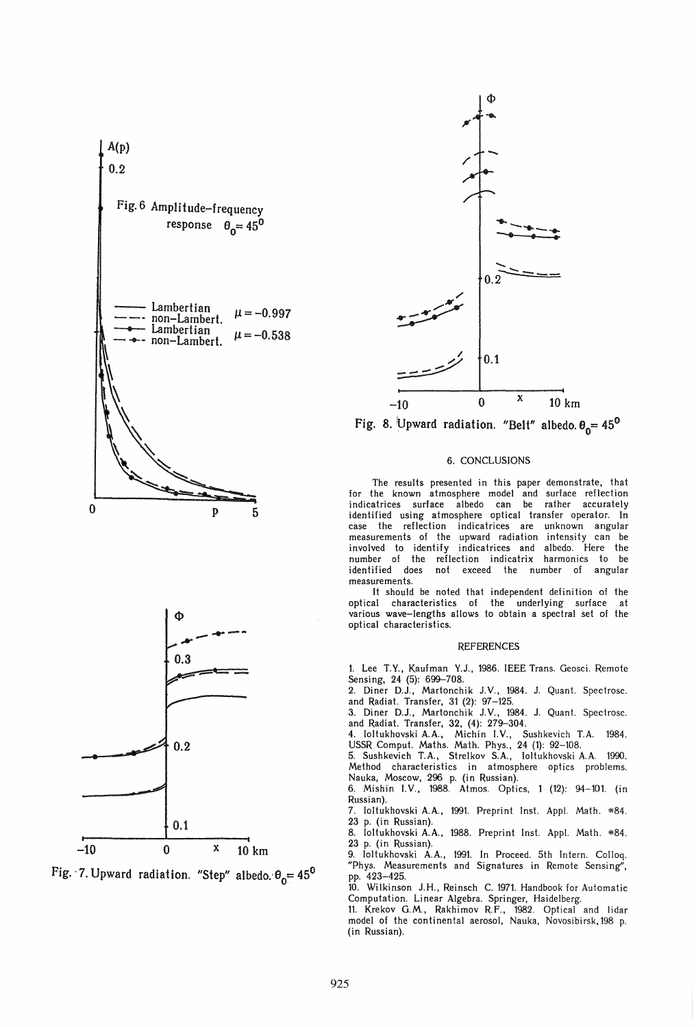A(p)

0.2

Fig. 6 Amplitude–frequency response $\theta_0 = 45^0$

Lambertian
non–Lambert. $\mu = -0.997$
Lambertian
non–Lambert. $\mu = -0.538$

0

p

5

Φ

0.3

0.2

0.1

−10

0

x

10 km

Fig. 7. Upward radiation. "Step" albedo. $\theta_0 = 45^0$

Φ

0.2

0.1

−10

0

x

10 km

Fig. 8. Upward radiation. "Belt" albedo. $\theta_0 = 45^0$

## 6. CONCLUSIONS

The results presented in this paper demonstrate, that for the known atmosphere model and surface reflection indicatrices surface albedo can be rather accurately identified using atmosphere optical transfer operator. In case the reflection indicatrices are unknown angular measurements of the upward radiation intensity can be involved to identify indicatrices and albedo. Here the number of the reflection indicatrix harmonics to be identified does not exceed the number of angular measurements.

It should be noted that independent definition of the optical characteristics of the underlying surface at various wave–lengths allows to obtain a spectral set of the optical characteristics.

## REFERENCES

1. Lee T.Y., Kaufman Y.J., 1986. IEEE Trans. Geosci. Remote Sensing, 24 (5): 699–708.
2. Diner D.J., Martonchik J.V., 1984. J. Quant. Spectrosc. and Radiat. Transfer, 31 (2): 97–125.
3. Diner D.J., Martonchik J.V., 1984. J. Quant. Spectrosc. and Radiat. Transfer, 32, (4): 279–304.
4. Ioltukhovski A.A., Michin I.V., Sushkevich T.A. 1984. USSR Comput. Maths. Math. Phys., 24 (1): 92–108.
5. Sushkevich T.A., Strelkov S.A., Ioltukhovski A.A. 1990. Method characteristics in atmosphere optics problems. Nauka, Moscow, 296 p. (in Russian).
6. Mishin I.V., 1988. Atmos. Optics, 1 (12): 94–101. (in Russian).
7. Ioltukhovski A.A., 1991. Preprint Inst. Appl. Math. #84. 23 p. (in Russian).
8. Ioltukhovski A.A., 1988. Preprint Inst. Appl. Math. #84. 23 p. (in Russian).
9. Ioltukhovski A.A., 1991. In Proceed. 5th Intern. Colloq. "Phys. Measurements and Signatures in Remote Sensing", pp. 423–425.
10. Wilkinson J.H., Reinsch C. 1971. Handbook for Automatic Computation. Linear Algebra. Springer, Haidelberg.
11. Krekov G.M., Rakhimov R.F., 1982. Optical and lidar model of the continental aerosol, Nauka, Novosibirsk, 198 p. (in Russian).